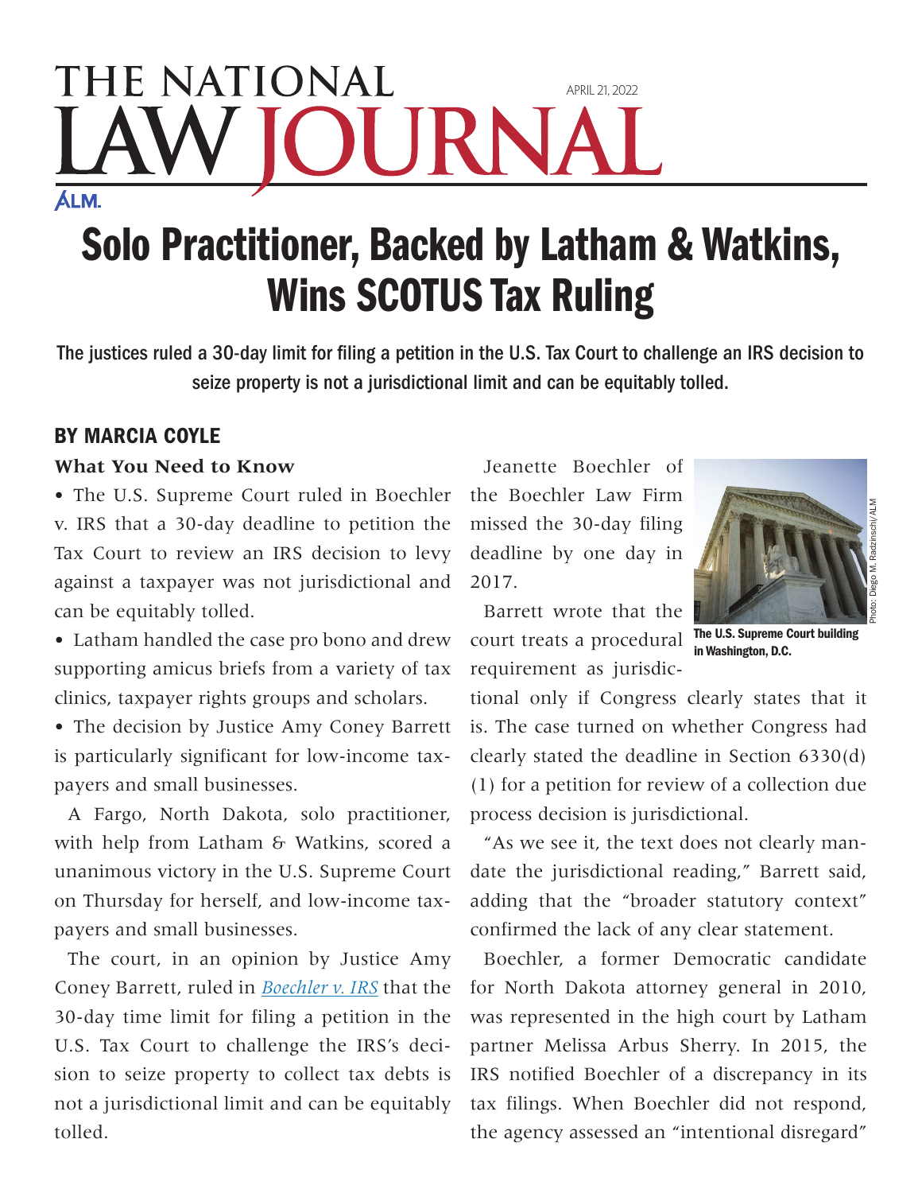THE NATIONAL LAW JOURNAL

APRIL 21, 2022

# Solo Practitioner, Backed by Latham & Watkins, Wins SCOTUS Tax Ruling

**The justices ruled a 30-day limit for filing a petition in the U.S. Tax Court to challenge an IRS decision to seize property is not a jurisdictional limit and can be equitably tolled.**

**BY MARCIA COYLE**

### What You Need to Know

- The U.S. Supreme Court ruled in Boechler v. IRS that a 30-day deadline to petition the Tax Court to review an IRS decision to levy against a taxpayer was not jurisdictional and can be equitably tolled.
- Latham handled the case pro bono and drew supporting amicus briefs from a variety of tax clinics, taxpayer rights groups and scholars.
- The decision by Justice Amy Coney Barrett is particularly significant for low-income taxpayers and small businesses.

A Fargo, North Dakota, solo practitioner, with help from Latham & Watkins, scored a unanimous victory in the U.S. Supreme Court on Thursday for herself, and low-income taxpayers and small businesses.

The court, in an opinion by Justice Amy Coney Barrett, ruled in *Boechler v. IRS* that the 30-day time limit for filing a petition in the U.S. Tax Court to challenge the IRS's decision to seize property to collect tax debts is not a jurisdictional limit and can be equitably tolled.

Jeanette Boechler of the Boechler Law Firm missed the 30-day filing deadline by one day in 2017.

The U.S. Supreme Court building in Washington, D.C.

Barrett wrote that the court treats a procedural requirement as jurisdictional only if Congress clearly states that it is. The case turned on whether Congress had clearly stated the deadline in Section 6330(d)(1) for a petition for review of a collection due process decision is jurisdictional.

"As we see it, the text does not clearly mandate the jurisdictional reading," Barrett said, adding that the "broader statutory context" confirmed the lack of any clear statement.

Boechler, a former Democratic candidate for North Dakota attorney general in 2010, was represented in the high court by Latham partner Melissa Arbus Sherry. In 2015, the IRS notified Boechler of a discrepancy in its tax filings. When Boechler did not respond, the agency assessed an "intentional disregard"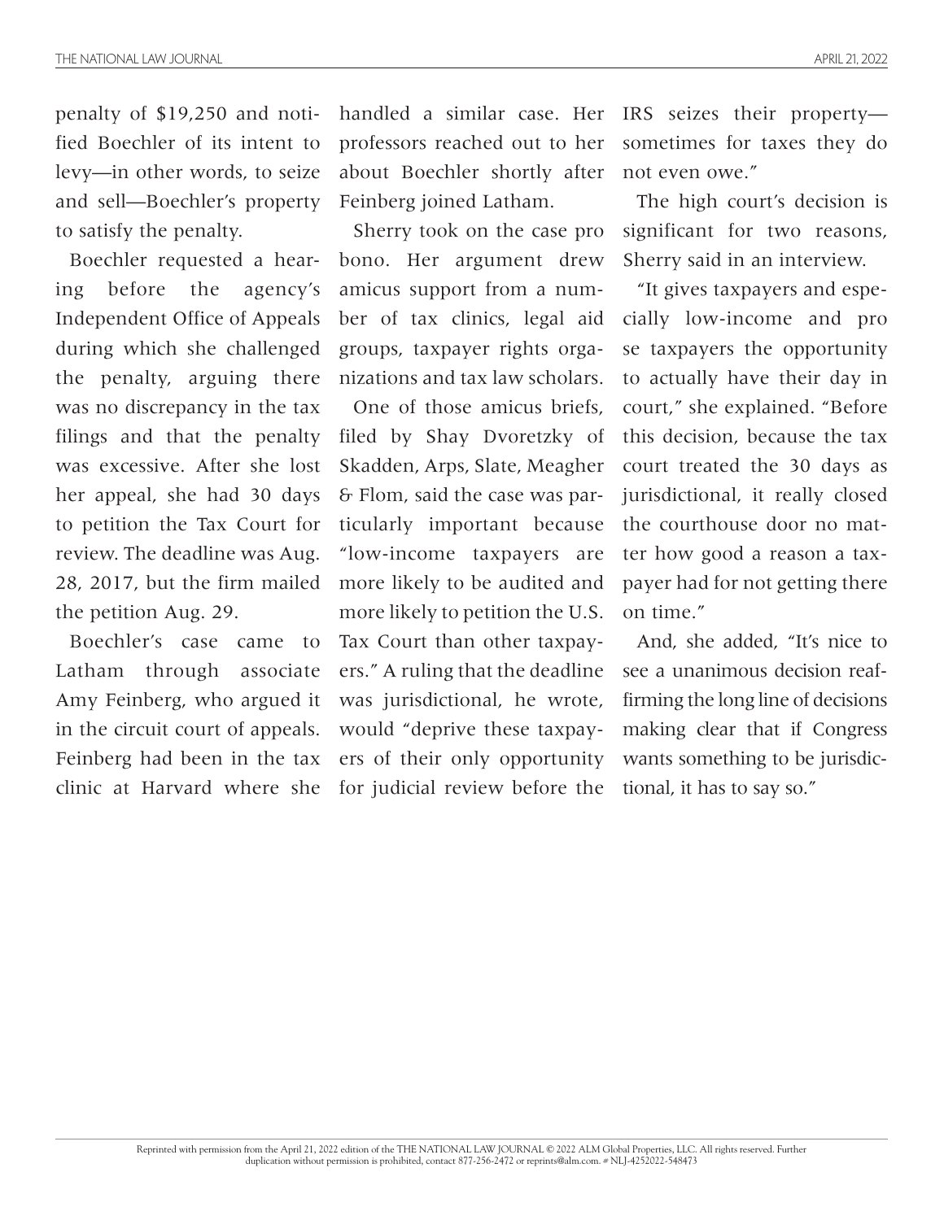penalty of $19,250 and notified Boechler of its intent to levy—in other words, to seize and sell—Boechler's property to satisfy the penalty.

Boechler requested a hearing before the agency's Independent Office of Appeals during which she challenged the penalty, arguing there was no discrepancy in the tax filings and that the penalty was excessive. After she lost her appeal, she had 30 days to petition the Tax Court for review. The deadline was Aug. 28, 2017, but the firm mailed the petition Aug. 29.

Boechler's case came to Latham through associate Amy Feinberg, who argued it in the circuit court of appeals. Feinberg had been in the tax clinic at Harvard where she handled a similar case. Her professors reached out to her about Boechler shortly after Feinberg joined Latham.

Sherry took on the case pro bono. Her argument drew amicus support from a number of tax clinics, legal aid groups, taxpayer rights organizations and tax law scholars.

One of those amicus briefs, filed by Shay Dvoretzky of Skadden, Arps, Slate, Meagher & Flom, said the case was particularly important because "low-income taxpayers are more likely to be audited and more likely to petition the U.S. Tax Court than other taxpayers." A ruling that the deadline was jurisdictional, he wrote, would "deprive these taxpayers of their only opportunity for judicial review before the IRS seizes their property—sometimes for taxes they do not even owe."

The high court's decision is significant for two reasons, Sherry said in an interview.

"It gives taxpayers and especially low-income and pro se taxpayers the opportunity to actually have their day in court," she explained. "Before this decision, because the tax court treated the 30 days as jurisdictional, it really closed the courthouse door no matter how good a reason a taxpayer had for not getting there on time."

And, she added, "It's nice to see a unanimous decision reaffirming the long line of decisions making clear that if Congress wants something to be jurisdictional, it has to say so."

Reprinted with permission from the April 21, 2022 edition of the THE NATIONAL LAW JOURNAL © 2022 ALM Global Properties, LLC. All rights reserved. Further duplication without permission is prohibited, contact 877-256-2472 or reprints@alm.com. # NLJ-4252022-548473